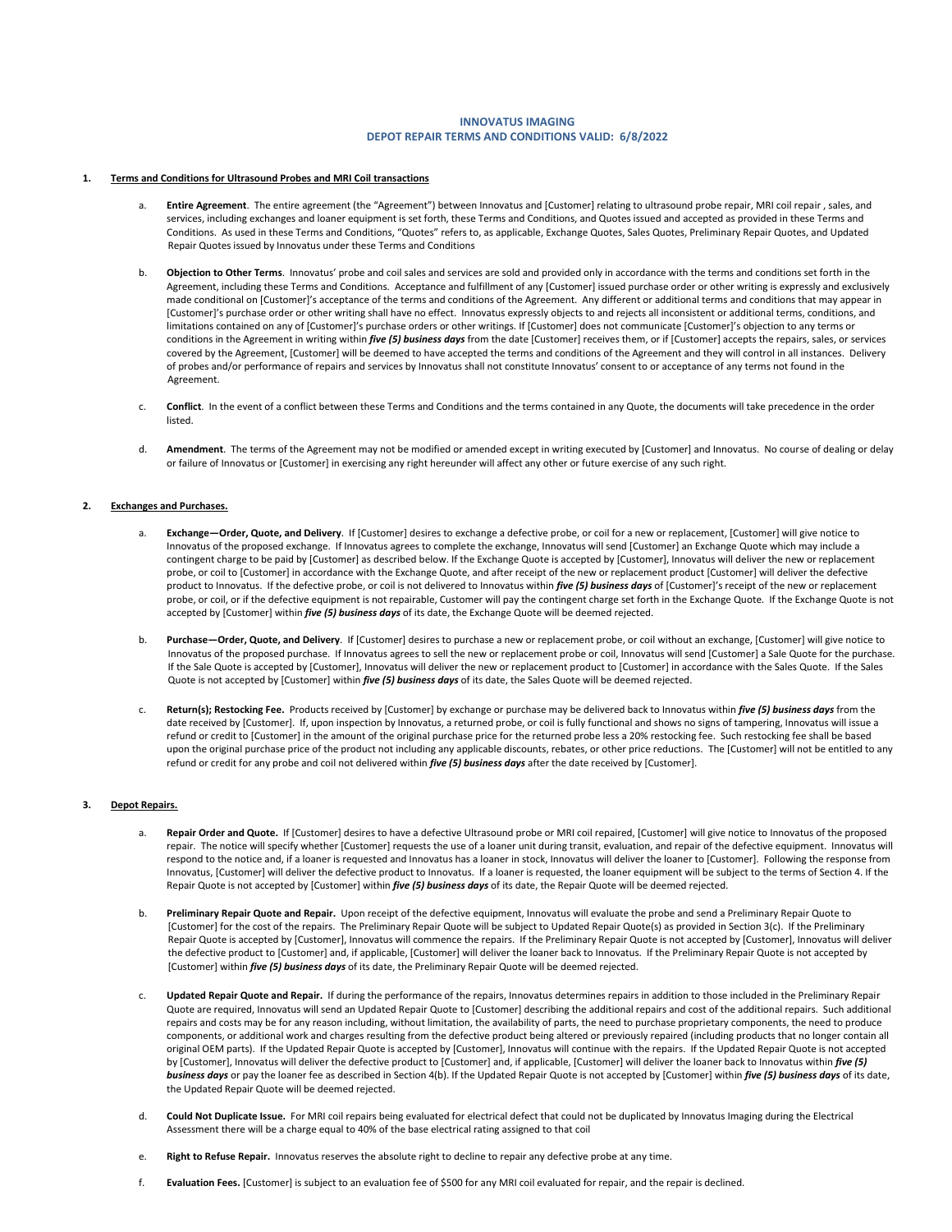# INNOVATUS IMAGING
## DEPOT REPAIR TERMS AND CONDITIONS VALID: 6/8/2022

**1. Terms and Conditions for Ultrasound Probes and MRI Coil transactions**

a. **Entire Agreement**. The entire agreement (the "Agreement") between Innovatus and [Customer] relating to ultrasound probe repair, MRI coil repair , sales, and services, including exchanges and loaner equipment is set forth, these Terms and Conditions, and Quotes issued and accepted as provided in these Terms and Conditions. As used in these Terms and Conditions, "Quotes" refers to, as applicable, Exchange Quotes, Sales Quotes, Preliminary Repair Quotes, and Updated Repair Quotes issued by Innovatus under these Terms and Conditions

b. **Objection to Other Terms**. Innovatus' probe and coil sales and services are sold and provided only in accordance with the terms and conditions set forth in the Agreement, including these Terms and Conditions. Acceptance and fulfillment of any [Customer] issued purchase order or other writing is expressly and exclusively made conditional on [Customer]'s acceptance of the terms and conditions of the Agreement. Any different or additional terms and conditions that may appear in [Customer]'s purchase order or other writing shall have no effect. Innovatus expressly objects to and rejects all inconsistent or additional terms, conditions, and limitations contained on any of [Customer]'s purchase orders or other writings. If [Customer] does not communicate [Customer]'s objection to any terms or conditions in the Agreement in writing within ***five (5) business days*** from the date [Customer] receives them, or if [Customer] accepts the repairs, sales, or services covered by the Agreement, [Customer] will be deemed to have accepted the terms and conditions of the Agreement and they will control in all instances. Delivery of probes and/or performance of repairs and services by Innovatus shall not constitute Innovatus' consent to or acceptance of any terms not found in the Agreement.

c. **Conflict**. In the event of a conflict between these Terms and Conditions and the terms contained in any Quote, the documents will take precedence in the order listed.

d. **Amendment**. The terms of the Agreement may not be modified or amended except in writing executed by [Customer] and Innovatus. No course of dealing or delay or failure of Innovatus or [Customer] in exercising any right hereunder will affect any other or future exercise of any such right.

**2. Exchanges and Purchases.**

a. **Exchange—Order, Quote, and Delivery**. If [Customer] desires to exchange a defective probe, or coil for a new or replacement, [Customer] will give notice to Innovatus of the proposed exchange. If Innovatus agrees to complete the exchange, Innovatus will send [Customer] an Exchange Quote which may include a contingent charge to be paid by [Customer] as described below. If the Exchange Quote is accepted by [Customer], Innovatus will deliver the new or replacement probe, or coil to [Customer] in accordance with the Exchange Quote, and after receipt of the new or replacement product [Customer] will deliver the defective product to Innovatus. If the defective probe, or coil is not delivered to Innovatus within ***five (5) business days*** of [Customer]'s receipt of the new or replacement probe, or coil, or if the defective equipment is not repairable, Customer will pay the contingent charge set forth in the Exchange Quote. If the Exchange Quote is not accepted by [Customer] within ***five (5) business days*** of its date, the Exchange Quote will be deemed rejected.

b. **Purchase—Order, Quote, and Delivery**. If [Customer] desires to purchase a new or replacement probe, or coil without an exchange, [Customer] will give notice to Innovatus of the proposed purchase. If Innovatus agrees to sell the new or replacement probe or coil, Innovatus will send [Customer] a Sale Quote for the purchase. If the Sale Quote is accepted by [Customer], Innovatus will deliver the new or replacement product to [Customer] in accordance with the Sales Quote. If the Sales Quote is not accepted by [Customer] within ***five (5) business days*** of its date, the Sales Quote will be deemed rejected.

c. **Return(s); Restocking Fee.** Products received by [Customer] by exchange or purchase may be delivered back to Innovatus within ***five (5) business days*** from the date received by [Customer]. If, upon inspection by Innovatus, a returned probe, or coil is fully functional and shows no signs of tampering, Innovatus will issue a refund or credit to [Customer] in the amount of the original purchase price for the returned probe less a 20% restocking fee. Such restocking fee shall be based upon the original purchase price of the product not including any applicable discounts, rebates, or other price reductions. The [Customer] will not be entitled to any refund or credit for any probe and coil not delivered within ***five (5) business days*** after the date received by [Customer].

**3. Depot Repairs.**

a. **Repair Order and Quote.** If [Customer] desires to have a defective Ultrasound probe or MRI coil repaired, [Customer] will give notice to Innovatus of the proposed repair. The notice will specify whether [Customer] requests the use of a loaner unit during transit, evaluation, and repair of the defective equipment. Innovatus will respond to the notice and, if a loaner is requested and Innovatus has a loaner in stock, Innovatus will deliver the loaner to [Customer]. Following the response from Innovatus, [Customer] will deliver the defective product to Innovatus. If a loaner is requested, the loaner equipment will be subject to the terms of Section 4. If the Repair Quote is not accepted by [Customer] within ***five (5) business days*** of its date, the Repair Quote will be deemed rejected.

b. **Preliminary Repair Quote and Repair.** Upon receipt of the defective equipment, Innovatus will evaluate the probe and send a Preliminary Repair Quote to [Customer] for the cost of the repairs. The Preliminary Repair Quote will be subject to Updated Repair Quote(s) as provided in Section 3(c). If the Preliminary Repair Quote is accepted by [Customer], Innovatus will commence the repairs. If the Preliminary Repair Quote is not accepted by [Customer], Innovatus will deliver the defective product to [Customer] and, if applicable, [Customer] will deliver the loaner back to Innovatus. If the Preliminary Repair Quote is not accepted by [Customer] within ***five (5) business days*** of its date, the Preliminary Repair Quote will be deemed rejected.

c. **Updated Repair Quote and Repair.** If during the performance of the repairs, Innovatus determines repairs in addition to those included in the Preliminary Repair Quote are required, Innovatus will send an Updated Repair Quote to [Customer] describing the additional repairs and cost of the additional repairs. Such additional repairs and costs may be for any reason including, without limitation, the availability of parts, the need to purchase proprietary components, the need to produce components, or additional work and charges resulting from the defective product being altered or previously repaired (including products that no longer contain all original OEM parts). If the Updated Repair Quote is accepted by [Customer], Innovatus will continue with the repairs. If the Updated Repair Quote is not accepted by [Customer], Innovatus will deliver the defective product to [Customer] and, if applicable, [Customer] will deliver the loaner back to Innovatus within ***five (5) business days*** or pay the loaner fee as described in Section 4(b). If the Updated Repair Quote is not accepted by [Customer] within ***five (5) business days*** of its date, the Updated Repair Quote will be deemed rejected.

d. **Could Not Duplicate Issue.** For MRI coil repairs being evaluated for electrical defect that could not be duplicated by Innovatus Imaging during the Electrical Assessment there will be a charge equal to 40% of the base electrical rating assigned to that coil

e. **Right to Refuse Repair.** Innovatus reserves the absolute right to decline to repair any defective probe at any time.

f. **Evaluation Fees.** [Customer] is subject to an evaluation fee of $500 for any MRI coil evaluated for repair, and the repair is declined.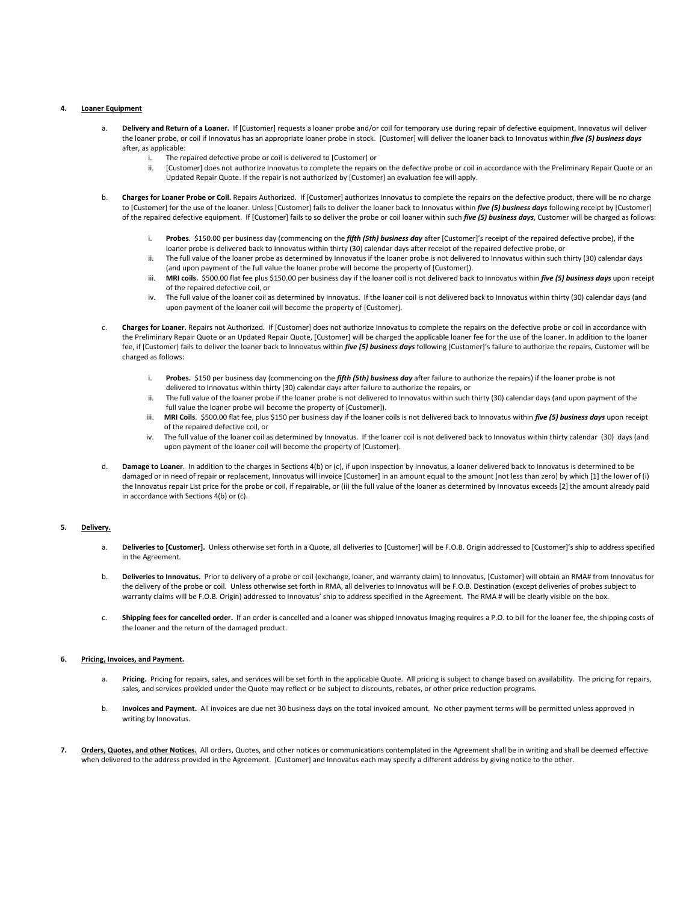**4. <u>Loaner Equipment</u>**

a. **Delivery and Return of a Loaner.** If [Customer] requests a loaner probe and/or coil for temporary use during repair of defective equipment, Innovatus will deliver the loaner probe, or coil if Innovatus has an appropriate loaner probe in stock. [Customer] will deliver the loaner back to Innovatus within ***five (5) business days*** after, as applicable:

   i. The repaired defective probe or coil is delivered to [Customer] or

   ii. [Customer] does not authorize Innovatus to complete the repairs on the defective probe or coil in accordance with the Preliminary Repair Quote or an Updated Repair Quote. If the repair is not authorized by [Customer] an evaluation fee will apply.

b. **Charges for Loaner Probe or Coil.** Repairs Authorized. If [Customer] authorizes Innovatus to complete the repairs on the defective product, there will be no charge to [Customer] for the use of the loaner. Unless [Customer] fails to deliver the loaner back to Innovatus within ***five (5) business days*** following receipt by [Customer] of the repaired defective equipment. If [Customer] fails to so deliver the probe or coil loaner within such ***five (5) business days***, Customer will be charged as follows:

   i. **Probes**. $150.00 per business day (commencing on the ***fifth (5th) business day*** after [Customer]'s receipt of the repaired defective probe), if the loaner probe is delivered back to Innovatus within thirty (30) calendar days after receipt of the repaired defective probe, or

   ii. The full value of the loaner probe as determined by Innovatus if the loaner probe is not delivered to Innovatus within such thirty (30) calendar days (and upon payment of the full value the loaner probe will become the property of [Customer]).

   iii. **MRI coils.** $500.00 flat fee plus $150.00 per business day if the loaner coil is not delivered back to Innovatus within ***five (5) business days*** upon receipt of the repaired defective coil, or

   iv. The full value of the loaner coil as determined by Innovatus. If the loaner coil is not delivered back to Innovatus within thirty (30) calendar days (and upon payment of the loaner coil will become the property of [Customer].

c. **Charges for Loaner.** Repairs not Authorized. If [Customer] does not authorize Innovatus to complete the repairs on the defective probe or coil in accordance with the Preliminary Repair Quote or an Updated Repair Quote, [Customer] will be charged the applicable loaner fee for the use of the loaner. In addition to the loaner fee, if [Customer] fails to deliver the loaner back to Innovatus within ***five (5) business days*** following [Customer]'s failure to authorize the repairs, Customer will be charged as follows:

   i. **Probes.** $150 per business day (commencing on the ***fifth (5th) business day*** after failure to authorize the repairs) if the loaner probe is not delivered to Innovatus within thirty (30) calendar days after failure to authorize the repairs, or

   ii. The full value of the loaner probe if the loaner probe is not delivered to Innovatus within such thirty (30) calendar days (and upon payment of the full value the loaner probe will become the property of [Customer]).

   iii. **MRI Coils**. $500.00 flat fee, plus $150 per business day if the loaner coils is not delivered back to Innovatus within ***five (5) business days*** upon receipt of the repaired defective coil, or

   iv. The full value of the loaner coil as determined by Innovatus. If the loaner coil is not delivered back to Innovatus within thirty calendar (30) days (and upon payment of the loaner coil will become the property of [Customer].

d. **Damage to Loaner**. In addition to the charges in Sections 4(b) or (c), if upon inspection by Innovatus, a loaner delivered back to Innovatus is determined to be damaged or in need of repair or replacement, Innovatus will invoice [Customer] in an amount equal to the amount (not less than zero) by which [1] the lower of (i) the Innovatus repair List price for the probe or coil, if repairable, or (ii) the full value of the loaner as determined by Innovatus exceeds [2] the amount already paid in accordance with Sections 4(b) or (c).

**5. <u>Delivery.</u>**

a. **Deliveries to [Customer].** Unless otherwise set forth in a Quote, all deliveries to [Customer] will be F.O.B. Origin addressed to [Customer]'s ship to address specified in the Agreement.

b. **Deliveries to Innovatus.** Prior to delivery of a probe or coil (exchange, loaner, and warranty claim) to Innovatus, [Customer] will obtain an RMA# from Innovatus for the delivery of the probe or coil. Unless otherwise set forth in RMA, all deliveries to Innovatus will be F.O.B. Destination (except deliveries of probes subject to warranty claims will be F.O.B. Origin) addressed to Innovatus' ship to address specified in the Agreement. The RMA # will be clearly visible on the box.

c. **Shipping fees for cancelled order.** If an order is cancelled and a loaner was shipped Innovatus Imaging requires a P.O. to bill for the loaner fee, the shipping costs of the loaner and the return of the damaged product.

**6. <u>Pricing, Invoices, and Payment.</u>**

a. **Pricing.** Pricing for repairs, sales, and services will be set forth in the applicable Quote. All pricing is subject to change based on availability. The pricing for repairs, sales, and services provided under the Quote may reflect or be subject to discounts, rebates, or other price reduction programs.

b. **Invoices and Payment.** All invoices are due net 30 business days on the total invoiced amount. No other payment terms will be permitted unless approved in writing by Innovatus.

**7. <u>Orders, Quotes, and other Notices.</u>** All orders, Quotes, and other notices or communications contemplated in the Agreement shall be in writing and shall be deemed effective when delivered to the address provided in the Agreement. [Customer] and Innovatus each may specify a different address by giving notice to the other.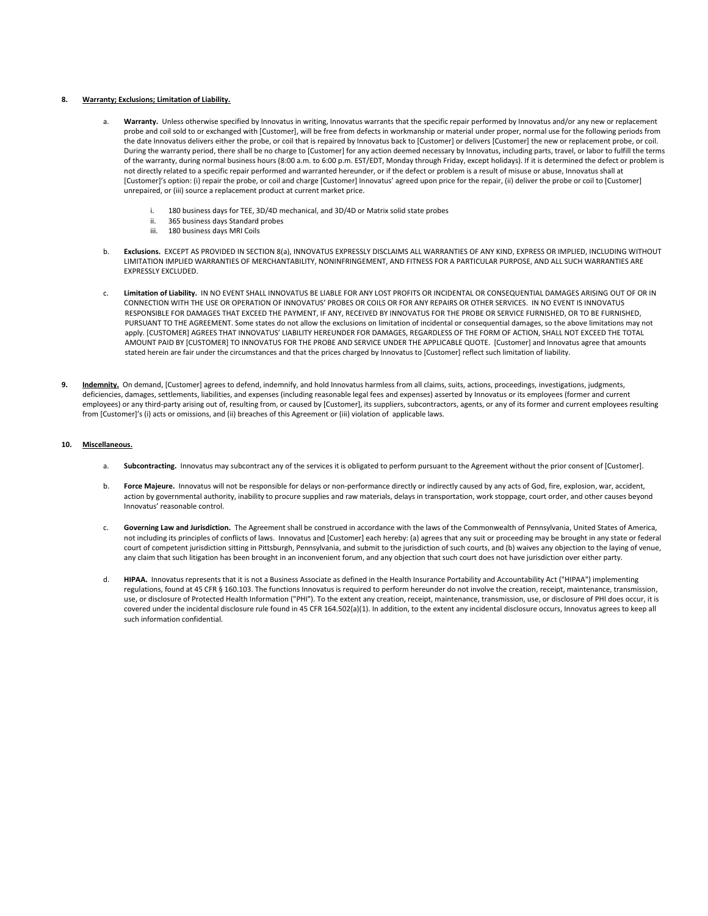**8. <u>Warranty; Exclusions; Limitation of Liability.</u>**

a. **Warranty.** Unless otherwise specified by Innovatus in writing, Innovatus warrants that the specific repair performed by Innovatus and/or any new or replacement probe and coil sold to or exchanged with [Customer], will be free from defects in workmanship or material under proper, normal use for the following periods from the date Innovatus delivers either the probe, or coil that is repaired by Innovatus back to [Customer] or delivers [Customer] the new or replacement probe, or coil. During the warranty period, there shall be no charge to [Customer] for any action deemed necessary by Innovatus, including parts, travel, or labor to fulfill the terms of the warranty, during normal business hours (8:00 a.m. to 6:00 p.m. EST/EDT, Monday through Friday, except holidays). If it is determined the defect or problem is not directly related to a specific repair performed and warranted hereunder, or if the defect or problem is a result of misuse or abuse, Innovatus shall at [Customer]'s option: (i) repair the probe, or coil and charge [Customer] Innovatus' agreed upon price for the repair, (ii) deliver the probe or coil to [Customer] unrepaired, or (iii) source a replacement product at current market price.

   i. 180 business days for TEE, 3D/4D mechanical, and 3D/4D or Matrix solid state probes
   ii. 365 business days Standard probes
   iii. 180 business days MRI Coils

b. **Exclusions.** EXCEPT AS PROVIDED IN SECTION 8(a), INNOVATUS EXPRESSLY DISCLAIMS ALL WARRANTIES OF ANY KIND, EXPRESS OR IMPLIED, INCLUDING WITHOUT LIMITATION IMPLIED WARRANTIES OF MERCHANTABILITY, NONINFRINGEMENT, AND FITNESS FOR A PARTICULAR PURPOSE, AND ALL SUCH WARRANTIES ARE EXPRESSLY EXCLUDED.

c. **Limitation of Liability.** IN NO EVENT SHALL INNOVATUS BE LIABLE FOR ANY LOST PROFITS OR INCIDENTAL OR CONSEQUENTIAL DAMAGES ARISING OUT OF OR IN CONNECTION WITH THE USE OR OPERATION OF INNOVATUS' PROBES OR COILS OR FOR ANY REPAIRS OR OTHER SERVICES. IN NO EVENT IS INNOVATUS RESPONSIBLE FOR DAMAGES THAT EXCEED THE PAYMENT, IF ANY, RECEIVED BY INNOVATUS FOR THE PROBE OR SERVICE FURNISHED, OR TO BE FURNISHED, PURSUANT TO THE AGREEMENT. Some states do not allow the exclusions on limitation of incidental or consequential damages, so the above limitations may not apply. [CUSTOMER] AGREES THAT INNOVATUS' LIABILITY HEREUNDER FOR DAMAGES, REGARDLESS OF THE FORM OF ACTION, SHALL NOT EXCEED THE TOTAL AMOUNT PAID BY [CUSTOMER] TO INNOVATUS FOR THE PROBE AND SERVICE UNDER THE APPLICABLE QUOTE. [Customer] and Innovatus agree that amounts stated herein are fair under the circumstances and that the prices charged by Innovatus to [Customer] reflect such limitation of liability.

**9. <u>Indemnity.</u>** On demand, [Customer] agrees to defend, indemnify, and hold Innovatus harmless from all claims, suits, actions, proceedings, investigations, judgments, deficiencies, damages, settlements, liabilities, and expenses (including reasonable legal fees and expenses) asserted by Innovatus or its employees (former and current employees) or any third-party arising out of, resulting from, or caused by [Customer], its suppliers, subcontractors, agents, or any of its former and current employees resulting from [Customer]'s (i) acts or omissions, and (ii) breaches of this Agreement or (iii) violation of applicable laws.

**10. <u>Miscellaneous.</u>**

a. **Subcontracting.** Innovatus may subcontract any of the services it is obligated to perform pursuant to the Agreement without the prior consent of [Customer].

b. **Force Majeure.** Innovatus will not be responsible for delays or non-performance directly or indirectly caused by any acts of God, fire, explosion, war, accident, action by governmental authority, inability to procure supplies and raw materials, delays in transportation, work stoppage, court order, and other causes beyond Innovatus' reasonable control.

c. **Governing Law and Jurisdiction.** The Agreement shall be construed in accordance with the laws of the Commonwealth of Pennsylvania, United States of America, not including its principles of conflicts of laws. Innovatus and [Customer] each hereby: (a) agrees that any suit or proceeding may be brought in any state or federal court of competent jurisdiction sitting in Pittsburgh, Pennsylvania, and submit to the jurisdiction of such courts, and (b) waives any objection to the laying of venue, any claim that such litigation has been brought in an inconvenient forum, and any objection that such court does not have jurisdiction over either party.

d. **HIPAA.** Innovatus represents that it is not a Business Associate as defined in the Health Insurance Portability and Accountability Act ("HIPAA") implementing regulations, found at 45 CFR § 160.103. The functions Innovatus is required to perform hereunder do not involve the creation, receipt, maintenance, transmission, use, or disclosure of Protected Health Information ("PHI"). To the extent any creation, receipt, maintenance, transmission, use, or disclosure of PHI does occur, it is covered under the incidental disclosure rule found in 45 CFR 164.502(a)(1). In addition, to the extent any incidental disclosure occurs, Innovatus agrees to keep all such information confidential.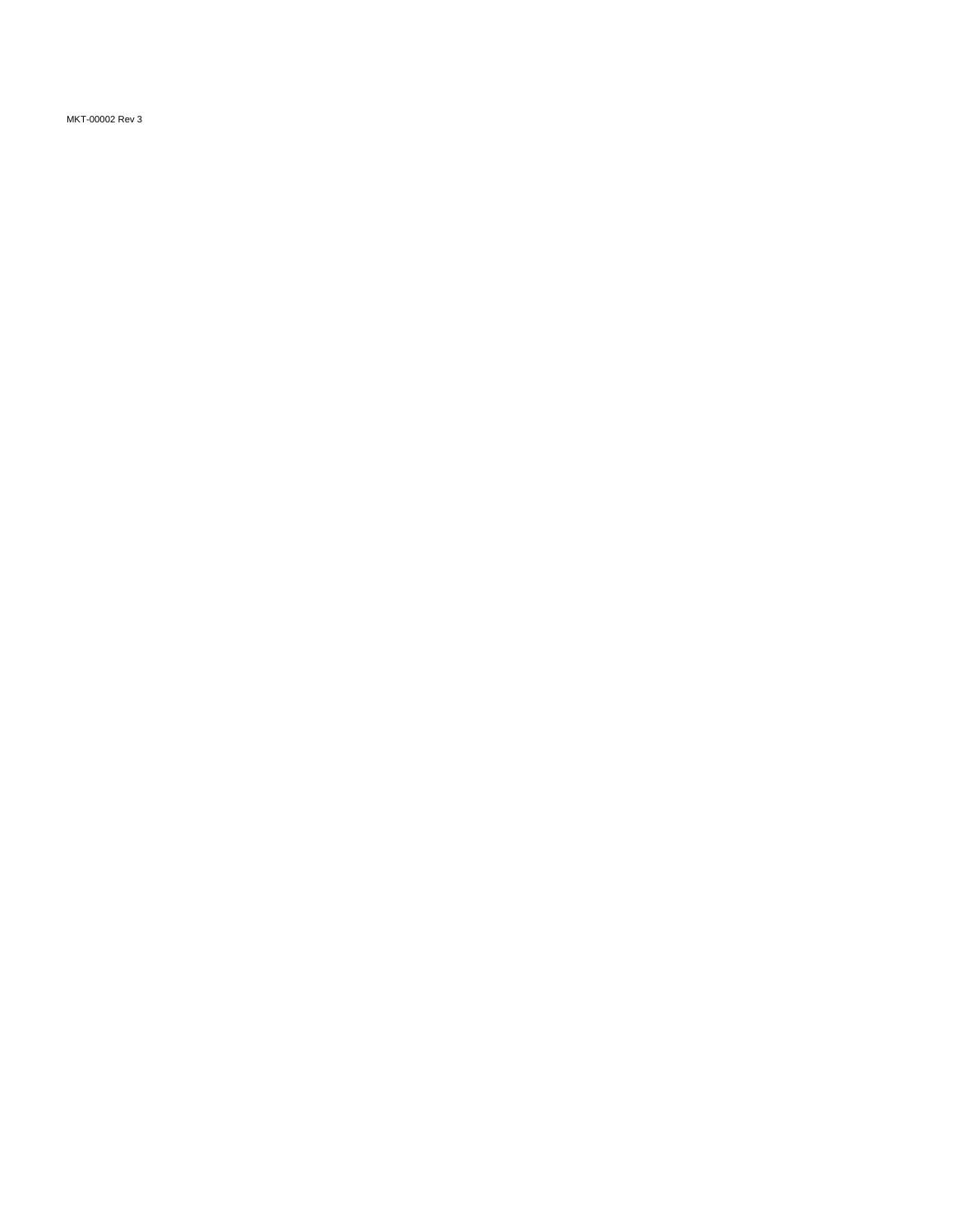MKT-00002 Rev 3